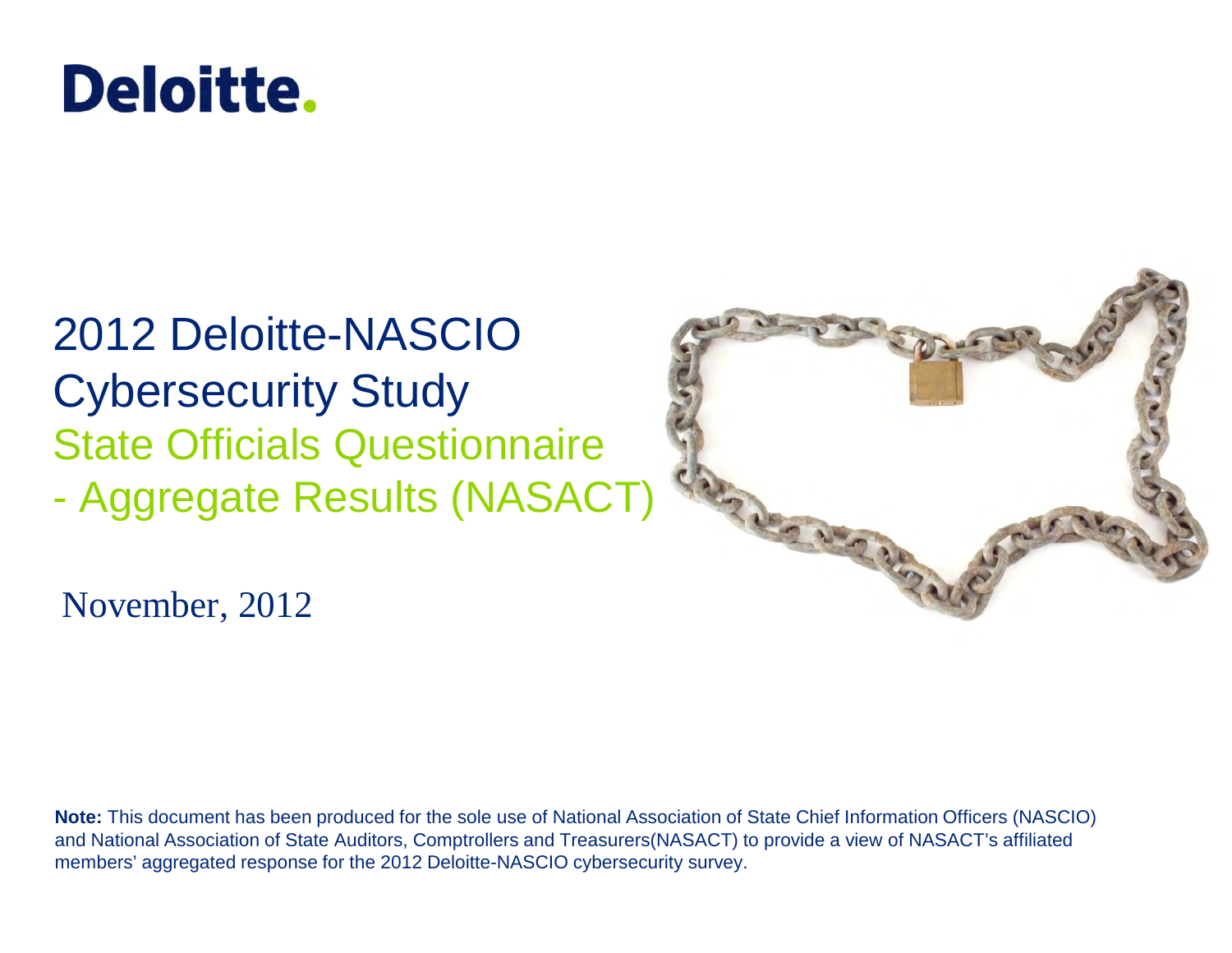Deloitte.

# 2012 Deloitte-NASCIO Cybersecurity Study

## State Officials Questionnaire - Aggregate Results (NASACT)

November, 2012

**Note:** This document has been produced for the sole use of National Association of State Chief Information Officers (NASCIO) and National Association of State Auditors, Comptrollers and Treasurers(NASACT) to provide a view of NASACT's affiliated members' aggregated response for the 2012 Deloitte-NASCIO cybersecurity survey.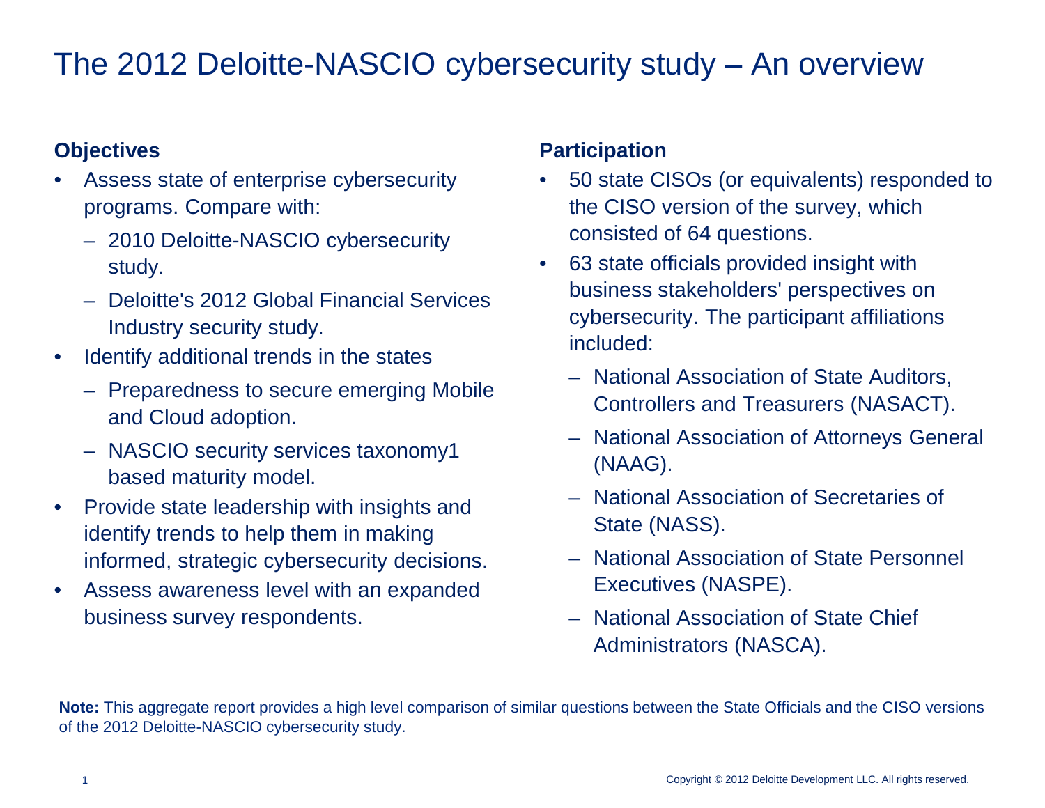# The 2012 Deloitte-NASCIO cybersecurity study – An overview

## Objectives

- Assess state of enterprise cybersecurity programs. Compare with:
  - 2010 Deloitte-NASCIO cybersecurity study.
  - Deloitte's 2012 Global Financial Services Industry security study.
- Identify additional trends in the states
  - Preparedness to secure emerging Mobile and Cloud adoption.
  - NASCIO security services taxonomy[1] based maturity model.
- Provide state leadership with insights and identify trends to help them in making informed, strategic cybersecurity decisions.
- Assess awareness level with an expanded business survey respondents.

## Participation

- 50 state CISOs (or equivalents) responded to the CISO version of the survey, which consisted of 64 questions.
- 63 state officials provided insight with business stakeholders' perspectives on cybersecurity. The participant affiliations included:
  - National Association of State Auditors, Controllers and Treasurers (NASACT).
  - National Association of Attorneys General (NAAG).
  - National Association of Secretaries of State (NASS).
  - National Association of State Personnel Executives (NASPE).
  - National Association of State Chief Administrators (NASCA).

**Note:** This aggregate report provides a high level comparison of similar questions between the State Officials and the CISO versions of the 2012 Deloitte-NASCIO cybersecurity study.

Copyright © 2012 Deloitte Development LLC. All rights reserved.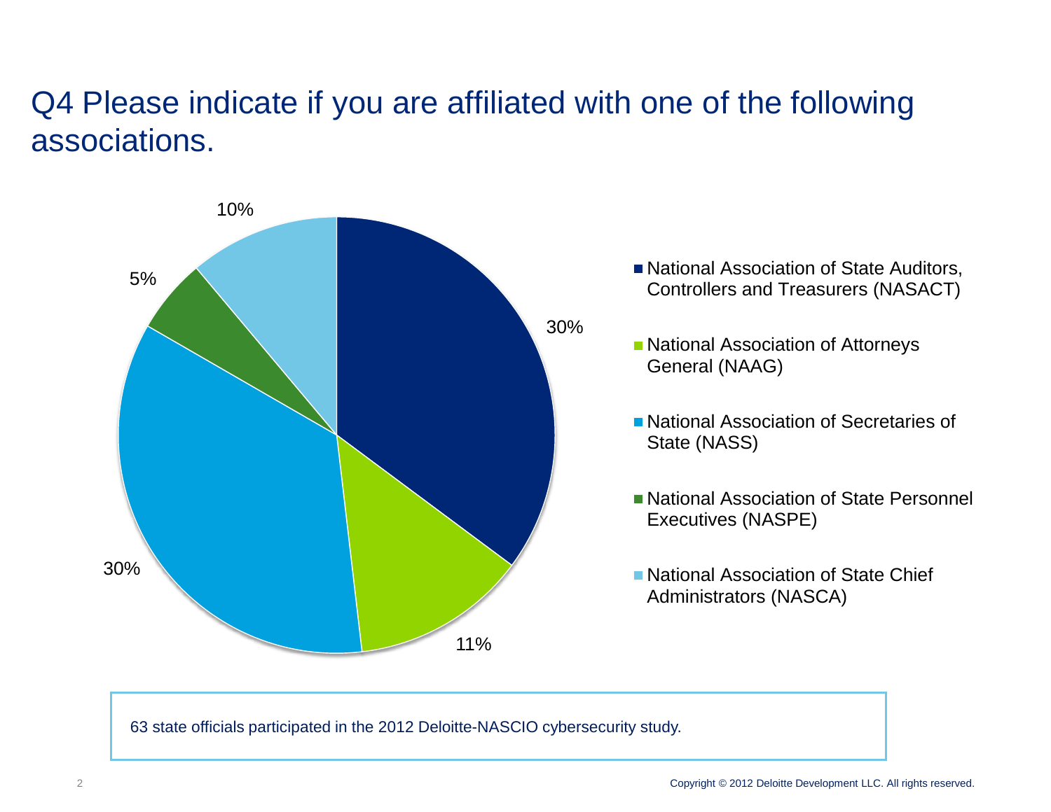# Q4 Please indicate if you are affiliated with one of the following associations.

| Association | Percentage |
| --- | --- |
| National Association of State Auditors, Controllers and Treasurers (NASACT) | 30% |
| National Association of Attorneys General (NAAG) | 11% |
| National Association of Secretaries of State (NASS) | 30% |
| National Association of State Personnel Executives (NASPE) | 5% |
| National Association of State Chief Administrators (NASCA) | 10% |

63 state officials participated in the 2012 Deloitte-NASCIO cybersecurity study.

Copyright © 2012 Deloitte Development LLC. All rights reserved.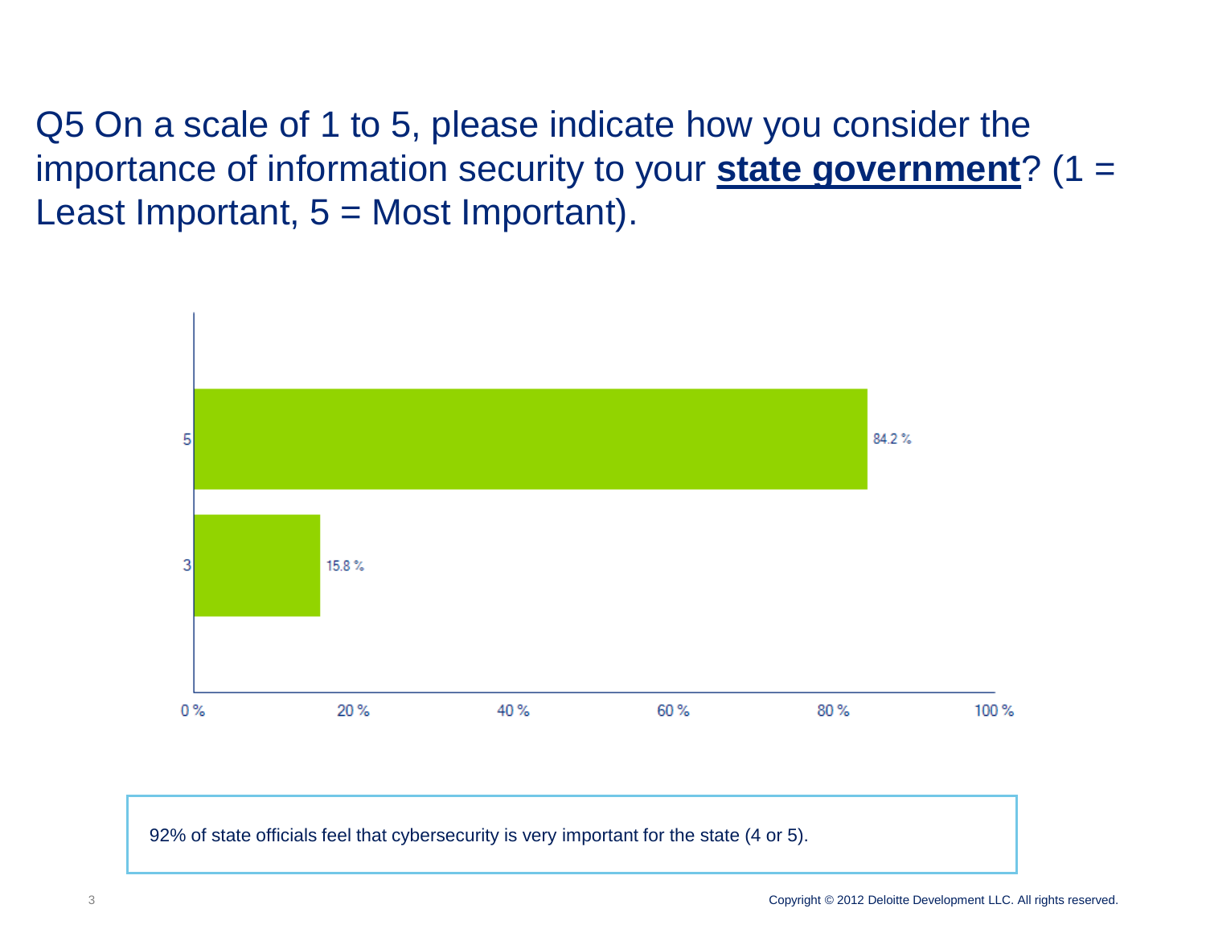# Q5 On a scale of 1 to 5, please indicate how you consider the importance of information security to your **state government**? (1 = Least Important, 5 = Most Important).

| Rating | Percentage |
| --- | --- |
| 5 | 84.2 % |
| 3 | 15.8 % |

92% of state officials feel that cybersecurity is very important for the state (4 or 5).

Copyright © 2012 Deloitte Development LLC. All rights reserved.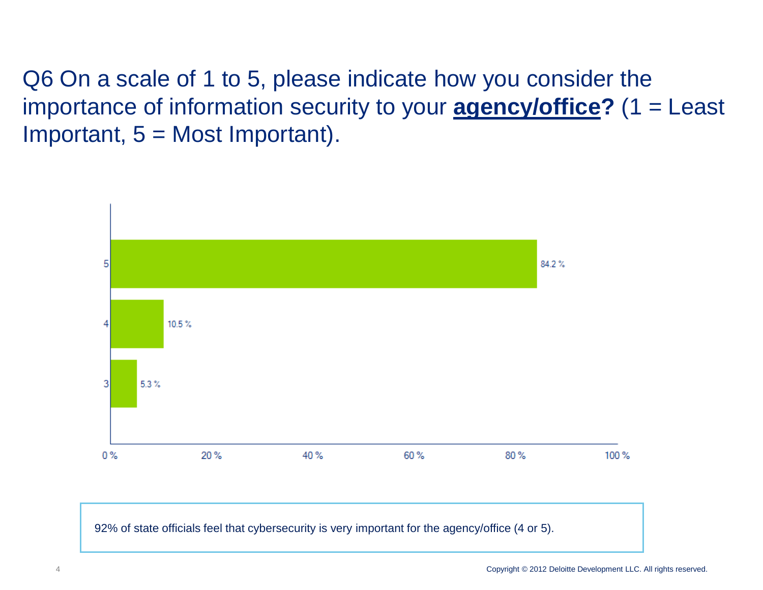## Q6 On a scale of 1 to 5, please indicate how you consider the importance of information security to your **agency/office?** (1 = Least Important, 5 = Most Important).

| Rating | Percentage |
| --- | --- |
| 5 | 84.2 % |
| 4 | 10.5 % |
| 3 | 5.3 % |

92% of state officials feel that cybersecurity is very important for the agency/office (4 or 5).

Copyright © 2012 Deloitte Development LLC. All rights reserved.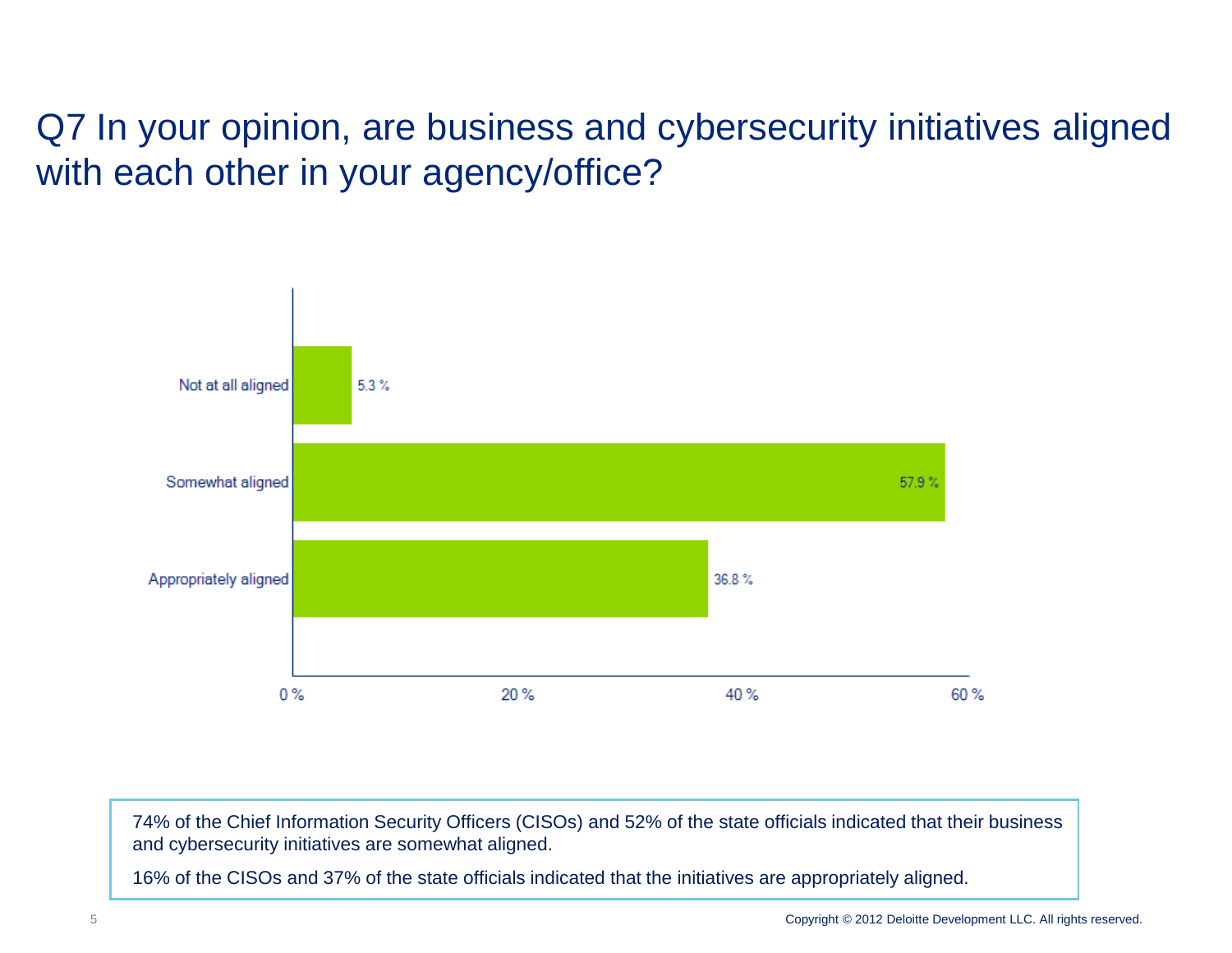# Q7 In your opinion, are business and cybersecurity initiatives aligned with each other in your agency/office?

| Response | Percentage |
|---|---|
| Not at all aligned | 5.3 % |
| Somewhat aligned | 57.9 % |
| Appropriately aligned | 36.8 % |

74% of the Chief Information Security Officers (CISOs) and 52% of the state officials indicated that their business and cybersecurity initiatives are somewhat aligned.

16% of the CISOs and 37% of the state officials indicated that the initiatives are appropriately aligned.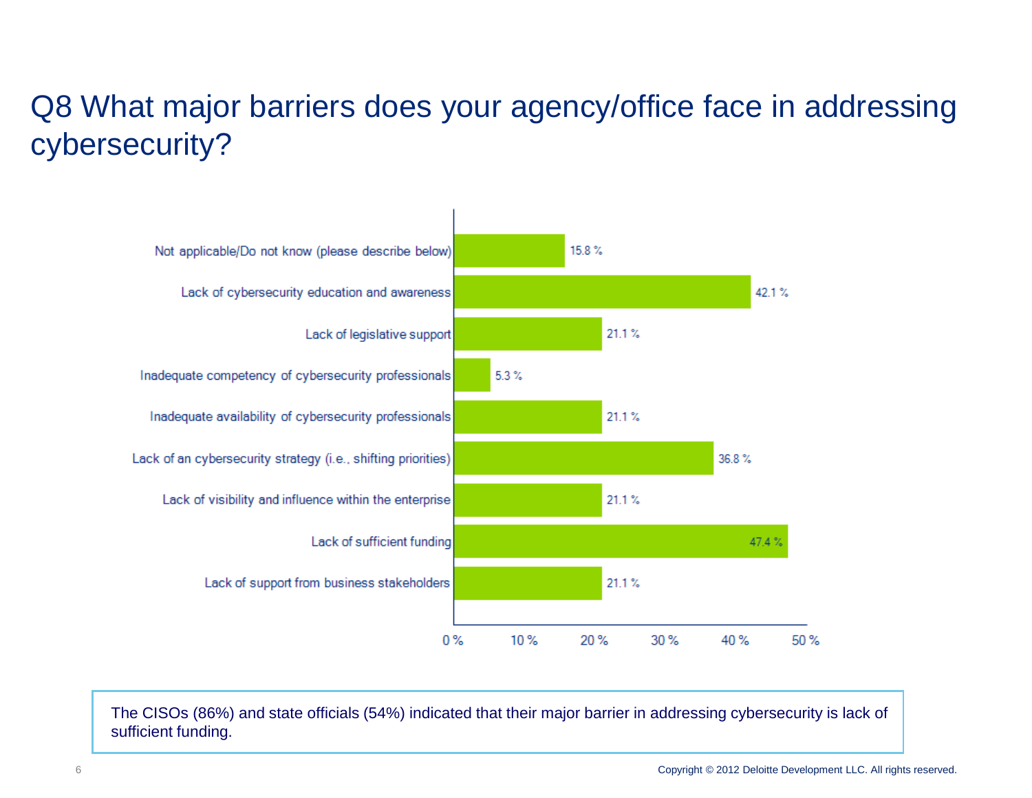# Q8 What major barriers does your agency/office face in addressing cybersecurity?

| Barrier | Percentage |
|---|---|
| Not applicable/Do not know (please describe below) | 15.8 % |
| Lack of cybersecurity education and awareness | 42.1 % |
| Lack of legislative support | 21.1 % |
| Inadequate competency of cybersecurity professionals | 5.3 % |
| Inadequate availability of cybersecurity professionals | 21.1 % |
| Lack of an cybersecurity strategy (i.e., shifting priorities) | 36.8 % |
| Lack of visibility and influence within the enterprise | 21.1 % |
| Lack of sufficient funding | 47.4 % |
| Lack of support from business stakeholders | 21.1 % |

The CISOs (86%) and state officials (54%) indicated that their major barrier in addressing cybersecurity is lack of sufficient funding.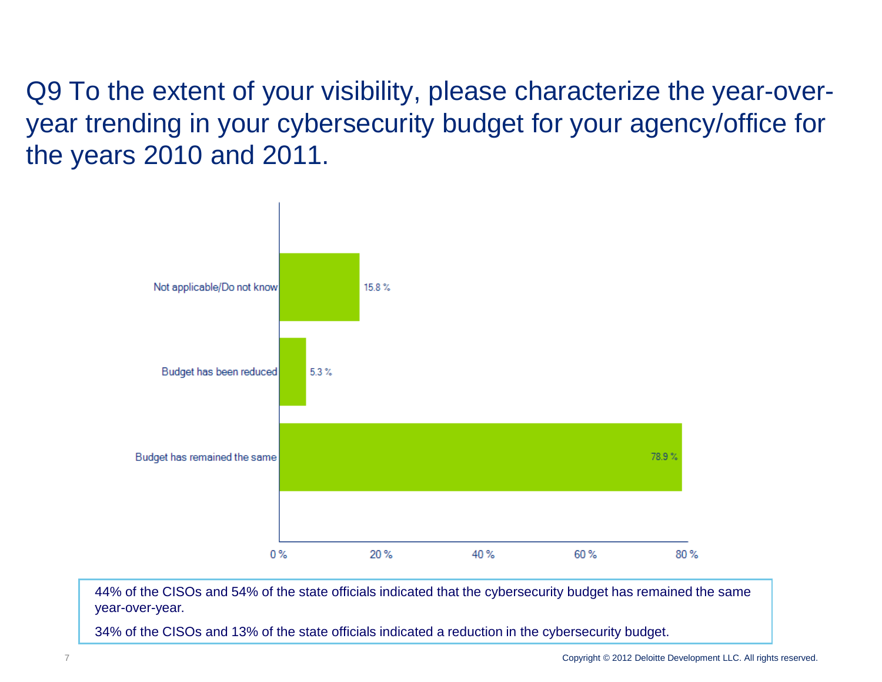# Q9 To the extent of your visibility, please characterize the year-over-year trending in your cybersecurity budget for your agency/office for the years 2010 and 2011.

| Response | Percentage |
|---|---|
| Not applicable/Do not know | 15.8 % |
| Budget has been reduced | 5.3 % |
| Budget has remained the same | 78.9 % |

44% of the CISOs and 54% of the state officials indicated that the cybersecurity budget has remained the same year-over-year.

34% of the CISOs and 13% of the state officials indicated a reduction in the cybersecurity budget.

Copyright © 2012 Deloitte Development LLC. All rights reserved.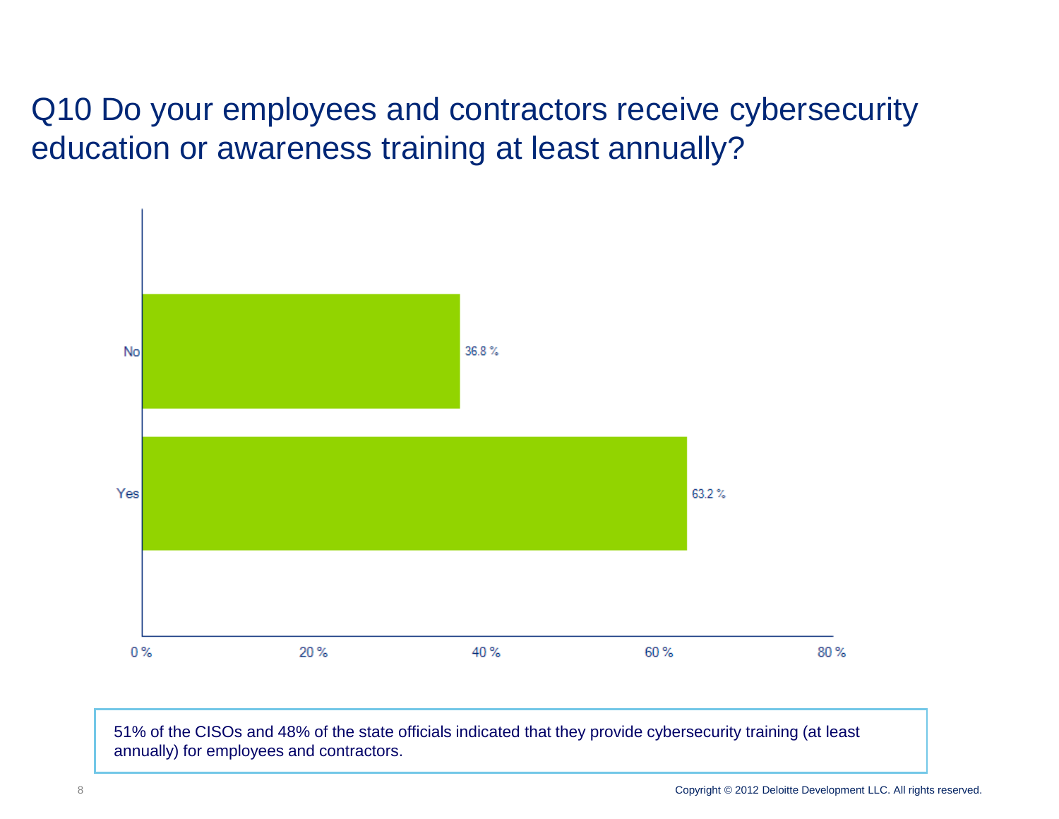# Q10 Do your employees and contractors receive cybersecurity education or awareness training at least annually?

| Response | Percentage |
| --- | --- |
| No | 36.8 % |
| Yes | 63.2 % |

51% of the CISOs and 48% of the state officials indicated that they provide cybersecurity training (at least annually) for employees and contractors.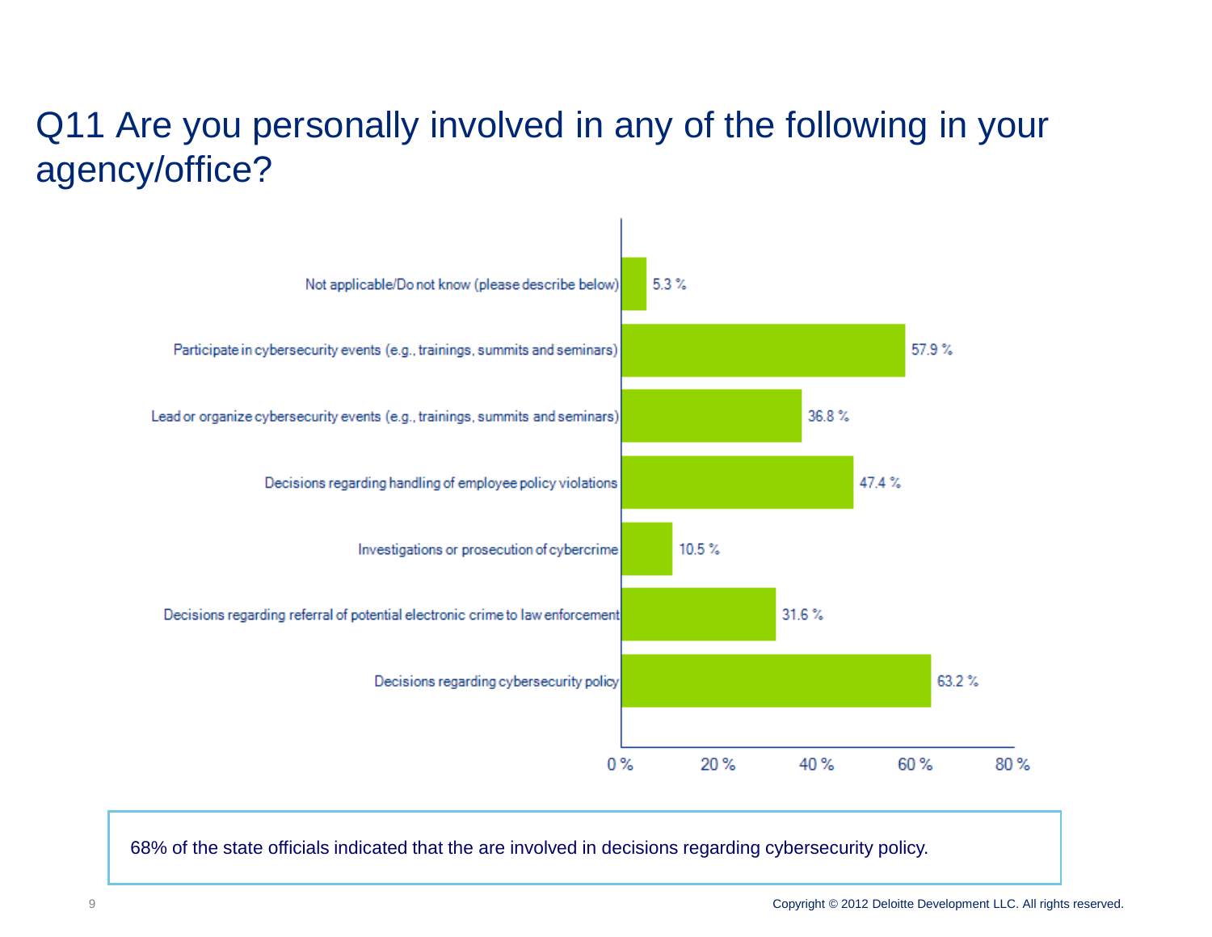# Q11 Are you personally involved in any of the following in your agency/office?

| Response | Percentage |
|---|---|
| Not applicable/Do not know (please describe below) | 5.3 % |
| Participate in cybersecurity events (e.g., trainings, summits and seminars) | 57.9 % |
| Lead or organize cybersecurity events (e.g., trainings, summits and seminars) | 36.8 % |
| Decisions regarding handling of employee policy violations | 47.4 % |
| Investigations or prosecution of cybercrime | 10.5 % |
| Decisions regarding referral of potential electronic crime to law enforcement | 31.6 % |
| Decisions regarding cybersecurity policy | 63.2 % |

68% of the state officials indicated that the are involved in decisions regarding cybersecurity policy.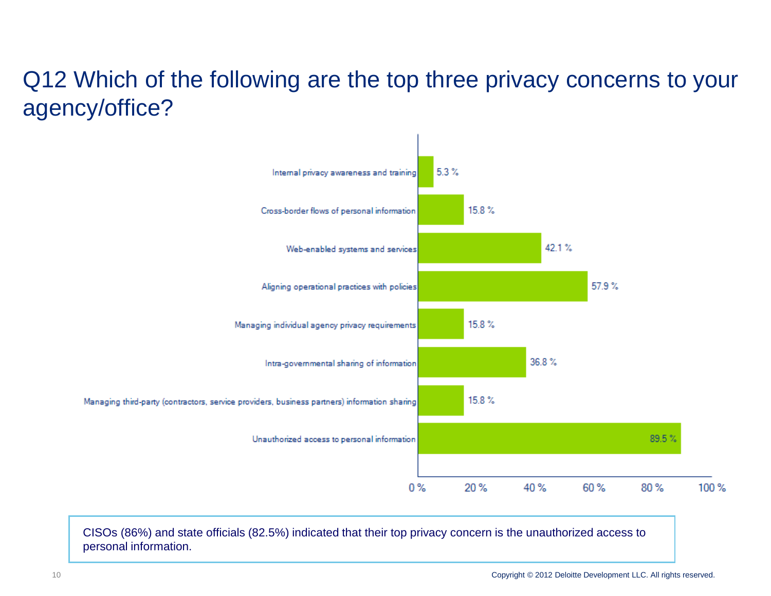# Q12 Which of the following are the top three privacy concerns to your agency/office?

| Privacy concern | Percentage |
| --- | --- |
| Internal privacy awareness and training | 5.3 % |
| Cross-border flows of personal information | 15.8 % |
| Web-enabled systems and services | 42.1 % |
| Aligning operational practices with policies | 57.9 % |
| Managing individual agency privacy requirements | 15.8 % |
| Intra-governmental sharing of information | 36.8 % |
| Managing third-party (contractors, service providers, business partners) information sharing | 15.8 % |
| Unauthorized access to personal information | 89.5 % |

CISOs (86%) and state officials (82.5%) indicated that their top privacy concern is the unauthorized access to personal information.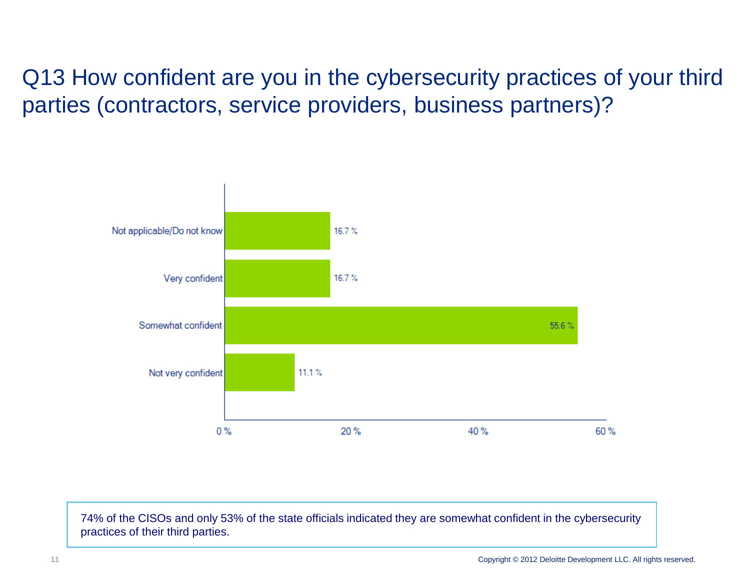# Q13 How confident are you in the cybersecurity practices of your third parties (contractors, service providers, business partners)?

| Response | Percentage |
| --- | --- |
| Not applicable/Do not know | 16.7 % |
| Very confident | 16.7 % |
| Somewhat confident | 55.6 % |
| Not very confident | 11.1 % |

74% of the CISOs and only 53% of the state officials indicated they are somewhat confident in the cybersecurity practices of their third parties.

Copyright © 2012 Deloitte Development LLC. All rights reserved.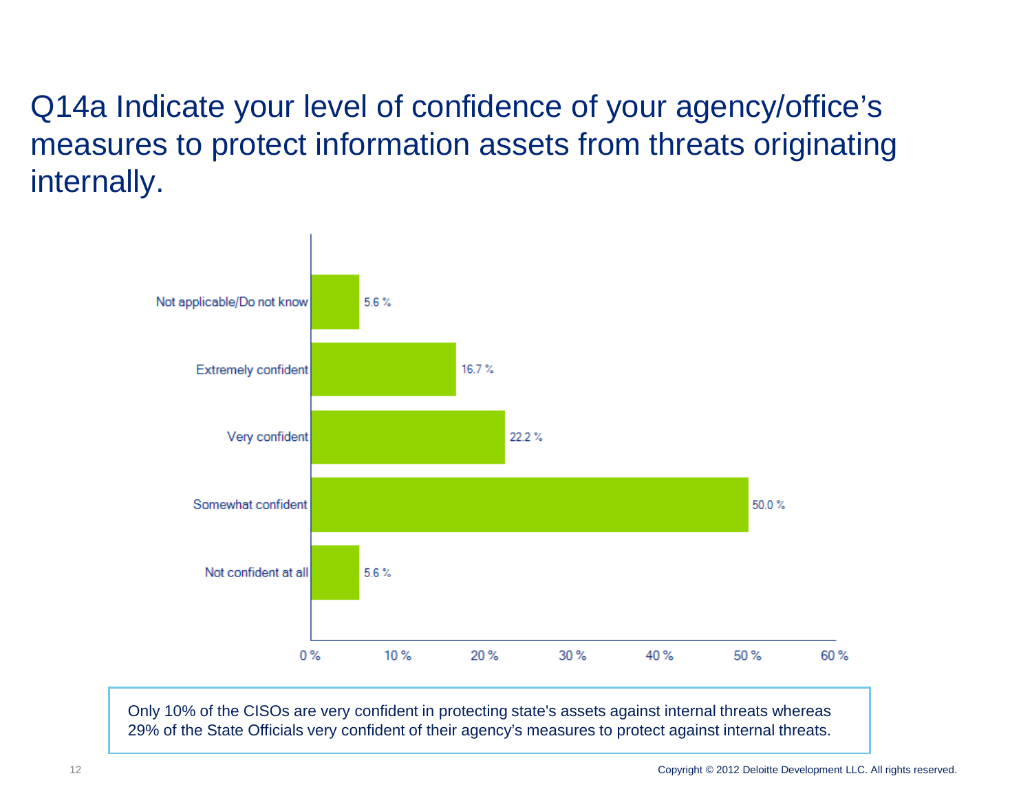# Q14a Indicate your level of confidence of your agency/office's measures to protect information assets from threats originating internally.

| Response | Percentage |
|---|---|
| Not applicable/Do not know | 5.6 % |
| Extremely confident | 16.7 % |
| Very confident | 22.2 % |
| Somewhat confident | 50.0 % |
| Not confident at all | 5.6 % |

Only 10% of the CISOs are very confident in protecting state's assets against internal threats whereas 29% of the State Officials very confident of their agency's measures to protect against internal threats.

Copyright © 2012 Deloitte Development LLC. All rights reserved.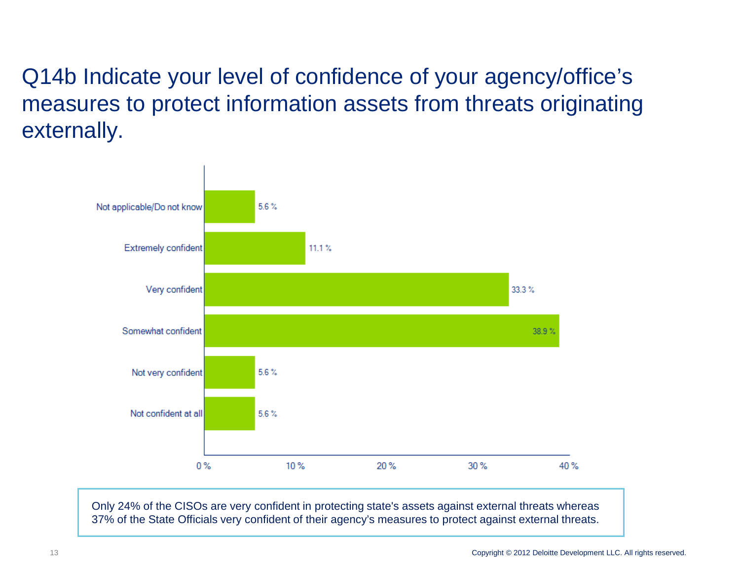# Q14b Indicate your level of confidence of your agency/office's measures to protect information assets from threats originating externally.

| Response | Percentage |
| --- | --- |
| Not applicable/Do not know | 5.6 % |
| Extremely confident | 11.1 % |
| Very confident | 33.3 % |
| Somewhat confident | 38.9 % |
| Not very confident | 5.6 % |
| Not confident at all | 5.6 % |

Only 24% of the CISOs are very confident in protecting state's assets against external threats whereas 37% of the State Officials very confident of their agency's measures to protect against external threats.

Copyright © 2012 Deloitte Development LLC. All rights reserved.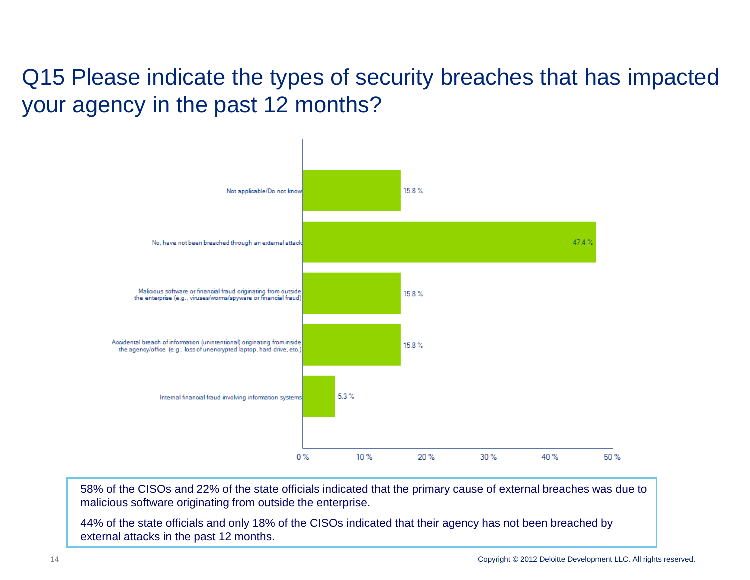# Q15 Please indicate the types of security breaches that has impacted your agency in the past 12 months?

| Response | Percentage |
|---|---|
| Not applicable/Do not know | 15.8 % |
| No, have not been breached through an external attack | 47.4 % |
| Malicious software or financial fraud originating from outside the enterprise (e.g., viruses/worms/spyware or financial fraud) | 15.8 % |
| Accidental breach of information (unintentional) originating from inside the agency/office (e.g., loss of unencrypted laptop, hard drive, etc.) | 15.8 % |
| Internal financial fraud involving information systems | 5.3 % |

58% of the CISOs and 22% of the state officials indicated that the primary cause of external breaches was due to malicious software originating from outside the enterprise.

44% of the state officials and only 18% of the CISOs indicated that their agency has not been breached by external attacks in the past 12 months.

Copyright © 2012 Deloitte Development LLC. All rights reserved.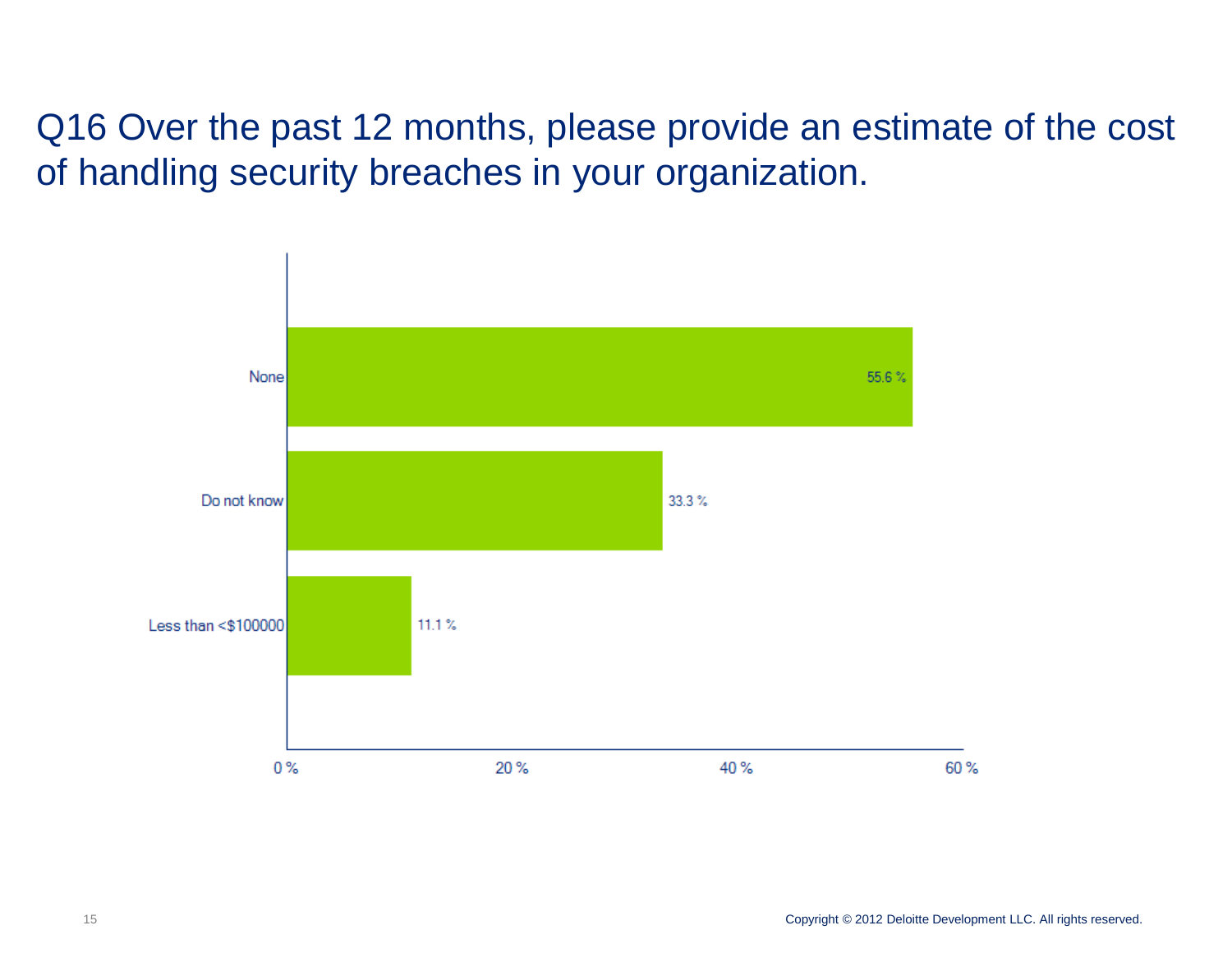# Q16 Over the past 12 months, please provide an estimate of the cost of handling security breaches in your organization.

| Response | Percentage |
|---|---|
| None | 55.6 % |
| Do not know | 33.3 % |
| Less than <$100000 | 11.1 % |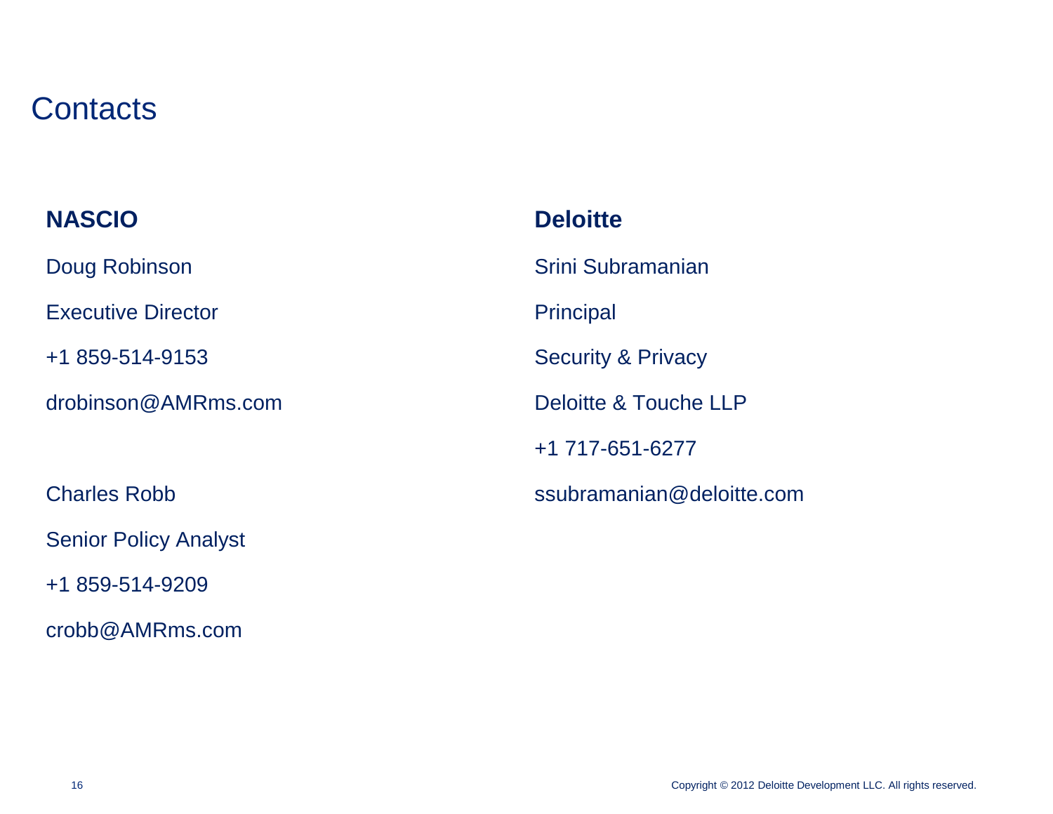# Contacts

## NASCIO

Doug Robinson

Executive Director

+1 859-514-9153

drobinson@AMRms.com

Charles Robb

Senior Policy Analyst

+1 859-514-9209

crobb@AMRms.com

## Deloitte

Srini Subramanian

Principal

Security & Privacy

Deloitte & Touche LLP

+1 717-651-6277

ssubramanian@deloitte.com

Copyright © 2012 Deloitte Development LLC. All rights reserved.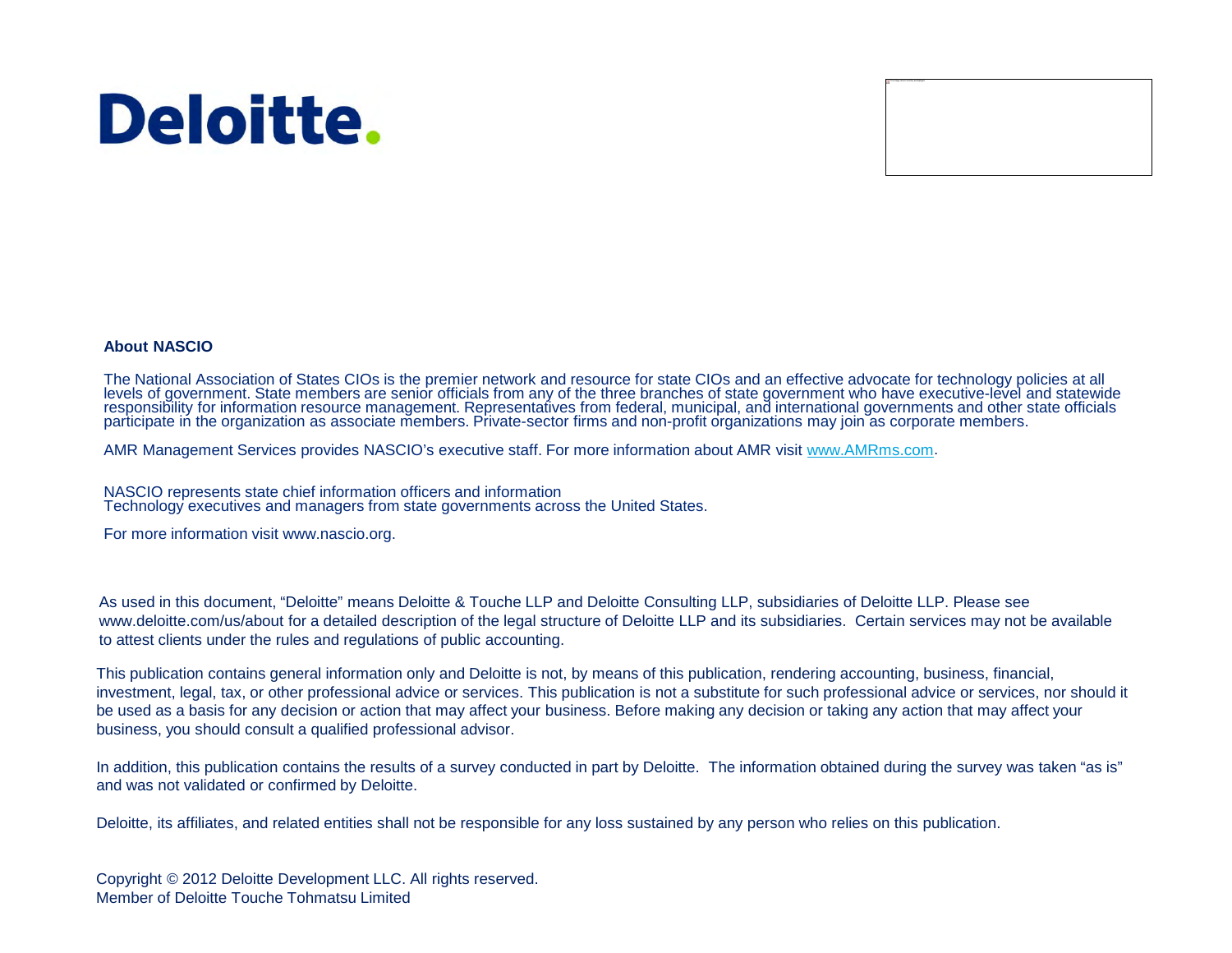Deloitte.

**About NASCIO**

The National Association of States CIOs is the premier network and resource for state CIOs and an effective advocate for technology policies at all levels of government. State members are senior officials from any of the three branches of state government who have executive-level and statewide responsibility for information resource management. Representatives from federal, municipal, and international governments and other state officials participate in the organization as associate members. Private-sector firms and non-profit organizations may join as corporate members.

AMR Management Services provides NASCIO's executive staff. For more information about AMR visit www.AMRms.com.

NASCIO represents state chief information officers and information Technology executives and managers from state governments across the United States.

For more information visit www.nascio.org.

As used in this document, "Deloitte" means Deloitte & Touche LLP and Deloitte Consulting LLP, subsidiaries of Deloitte LLP. Please see www.deloitte.com/us/about for a detailed description of the legal structure of Deloitte LLP and its subsidiaries. Certain services may not be available to attest clients under the rules and regulations of public accounting.

This publication contains general information only and Deloitte is not, by means of this publication, rendering accounting, business, financial, investment, legal, tax, or other professional advice or services. This publication is not a substitute for such professional advice or services, nor should it be used as a basis for any decision or action that may affect your business. Before making any decision or taking any action that may affect your business, you should consult a qualified professional advisor.

In addition, this publication contains the results of a survey conducted in part by Deloitte. The information obtained during the survey was taken "as is" and was not validated or confirmed by Deloitte.

Deloitte, its affiliates, and related entities shall not be responsible for any loss sustained by any person who relies on this publication.

Copyright © 2012 Deloitte Development LLC. All rights reserved.
Member of Deloitte Touche Tohmatsu Limited